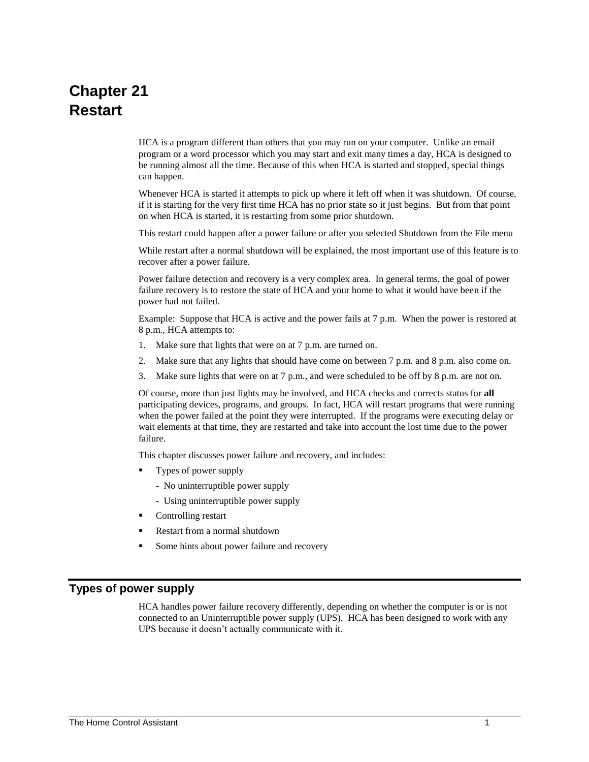# Chapter 21
# Restart

HCA is a program different than others that you may run on your computer. Unlike an email program or a word processor which you may start and exit many times a day, HCA is designed to be running almost all the time. Because of this when HCA is started and stopped, special things can happen.

Whenever HCA is started it attempts to pick up where it left off when it was shutdown. Of course, if it is starting for the very first time HCA has no prior state so it just begins. But from that point on when HCA is started, it is restarting from some prior shutdown.

This restart could happen after a power failure or after you selected Shutdown from the File menu

While restart after a normal shutdown will be explained, the most important use of this feature is to recover after a power failure.

Power failure detection and recovery is a very complex area. In general terms, the goal of power failure recovery is to restore the state of HCA and your home to what it would have been if the power had not failed.

Example: Suppose that HCA is active and the power fails at 7 p.m. When the power is restored at 8 p.m., HCA attempts to:

1. Make sure that lights that were on at 7 p.m. are turned on.
2. Make sure that any lights that should have come on between 7 p.m. and 8 p.m. also come on.
3. Make sure lights that were on at 7 p.m., and were scheduled to be off by 8 p.m. are not on.

Of course, more than just lights may be involved, and HCA checks and corrects status for **all** participating devices, programs, and groups. In fact, HCA will restart programs that were running when the power failed at the point they were interrupted. If the programs were executing delay or wait elements at that time, they are restarted and take into account the lost time due to the power failure.

This chapter discusses power failure and recovery, and includes:

- Types of power supply
  - No uninterruptible power supply
  - Using uninterruptible power supply
- Controlling restart
- Restart from a normal shutdown
- Some hints about power failure and recovery

## Types of power supply

HCA handles power failure recovery differently, depending on whether the computer is or is not connected to an Uninterruptible power supply (UPS). HCA has been designed to work with any UPS because it doesn't actually communicate with it.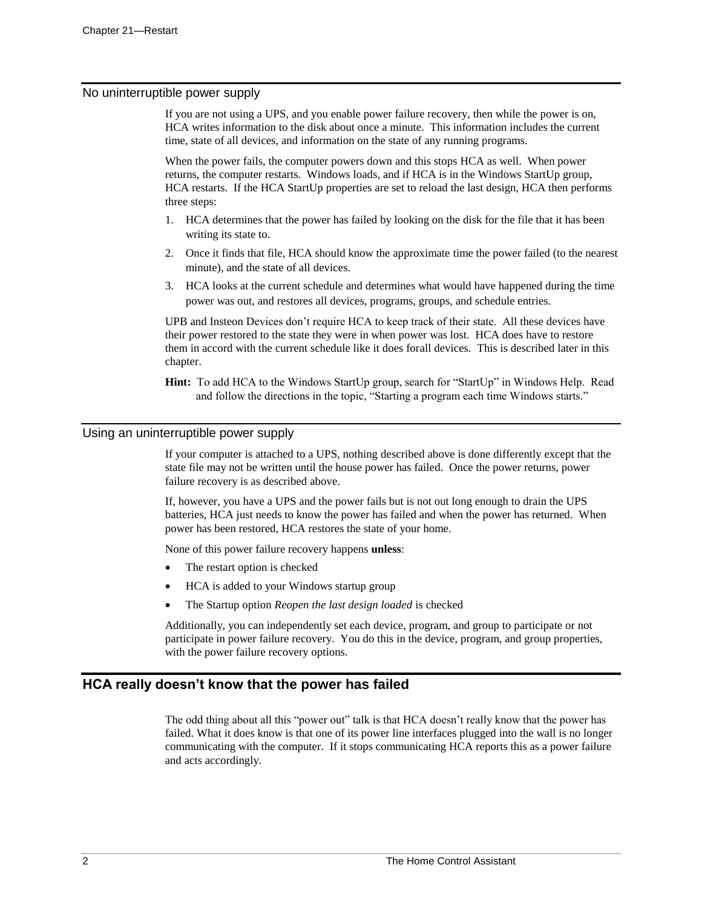## No uninterruptible power supply

If you are not using a UPS, and you enable power failure recovery, then while the power is on, HCA writes information to the disk about once a minute. This information includes the current time, state of all devices, and information on the state of any running programs.

When the power fails, the computer powers down and this stops HCA as well. When power returns, the computer restarts. Windows loads, and if HCA is in the Windows StartUp group, HCA restarts. If the HCA StartUp properties are set to reload the last design, HCA then performs three steps:

1. HCA determines that the power has failed by looking on the disk for the file that it has been writing its state to.
2. Once it finds that file, HCA should know the approximate time the power failed (to the nearest minute), and the state of all devices.
3. HCA looks at the current schedule and determines what would have happened during the time power was out, and restores all devices, programs, groups, and schedule entries.

UPB and Insteon Devices don't require HCA to keep track of their state. All these devices have their power restored to the state they were in when power was lost. HCA does have to restore them in accord with the current schedule like it does forall devices. This is described later in this chapter.

**Hint:** To add HCA to the Windows StartUp group, search for "StartUp" in Windows Help. Read and follow the directions in the topic, "Starting a program each time Windows starts."

## Using an uninterruptible power supply

If your computer is attached to a UPS, nothing described above is done differently except that the state file may not be written until the house power has failed. Once the power returns, power failure recovery is as described above.

If, however, you have a UPS and the power fails but is not out long enough to drain the UPS batteries, HCA just needs to know the power has failed and when the power has returned. When power has been restored, HCA restores the state of your home.

None of this power failure recovery happens **unless**:

- The restart option is checked
- HCA is added to your Windows startup group
- The Startup option *Reopen the last design loaded* is checked

Additionally, you can independently set each device, program, and group to participate or not participate in power failure recovery. You do this in the device, program, and group properties, with the power failure recovery options.

# HCA really doesn't know that the power has failed

The odd thing about all this "power out" talk is that HCA doesn't really know that the power has failed. What it does know is that one of its power line interfaces plugged into the wall is no longer communicating with the computer. If it stops communicating HCA reports this as a power failure and acts accordingly.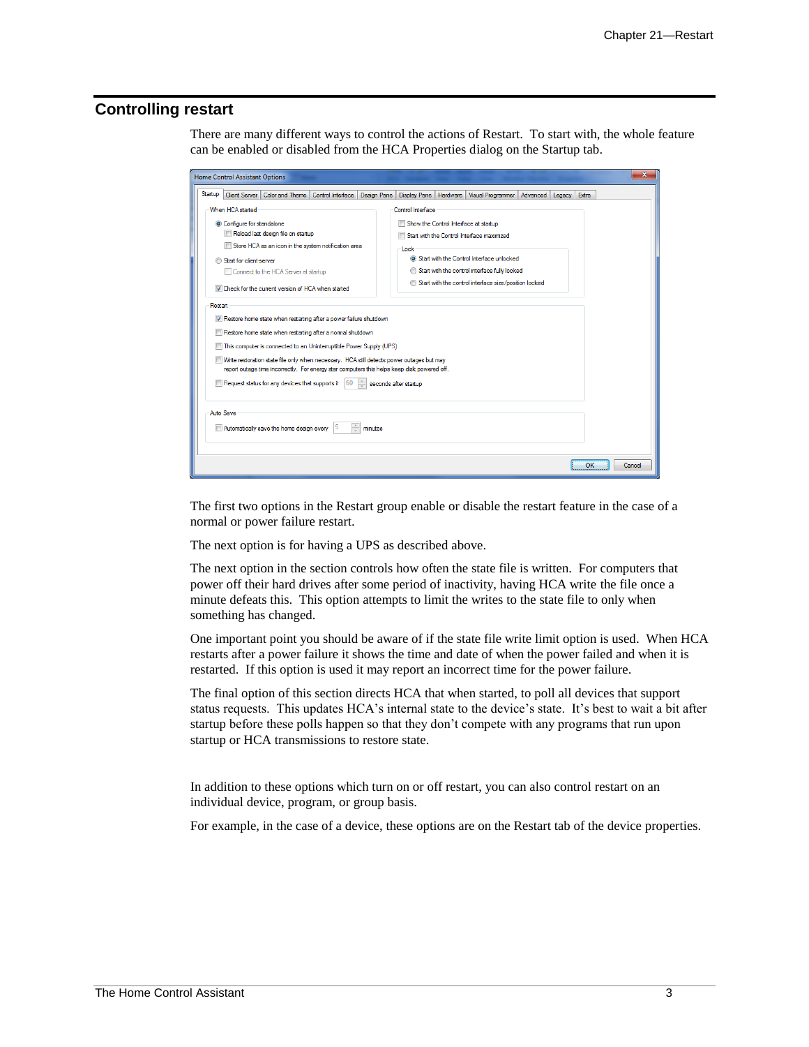## Controlling restart

There are many different ways to control the actions of Restart. To start with, the whole feature can be enabled or disabled from the HCA Properties dialog on the Startup tab.

The first two options in the Restart group enable or disable the restart feature in the case of a normal or power failure restart.

The next option is for having a UPS as described above.

The next option in the section controls how often the state file is written. For computers that power off their hard drives after some period of inactivity, having HCA write the file once a minute defeats this. This option attempts to limit the writes to the state file to only when something has changed.

One important point you should be aware of if the state file write limit option is used. When HCA restarts after a power failure it shows the time and date of when the power failed and when it is restarted. If this option is used it may report an incorrect time for the power failure.

The final option of this section directs HCA that when started, to poll all devices that support status requests. This updates HCA's internal state to the device's state. It's best to wait a bit after startup before these polls happen so that they don't compete with any programs that run upon startup or HCA transmissions to restore state.

In addition to these options which turn on or off restart, you can also control restart on an individual device, program, or group basis.

For example, in the case of a device, these options are on the Restart tab of the device properties.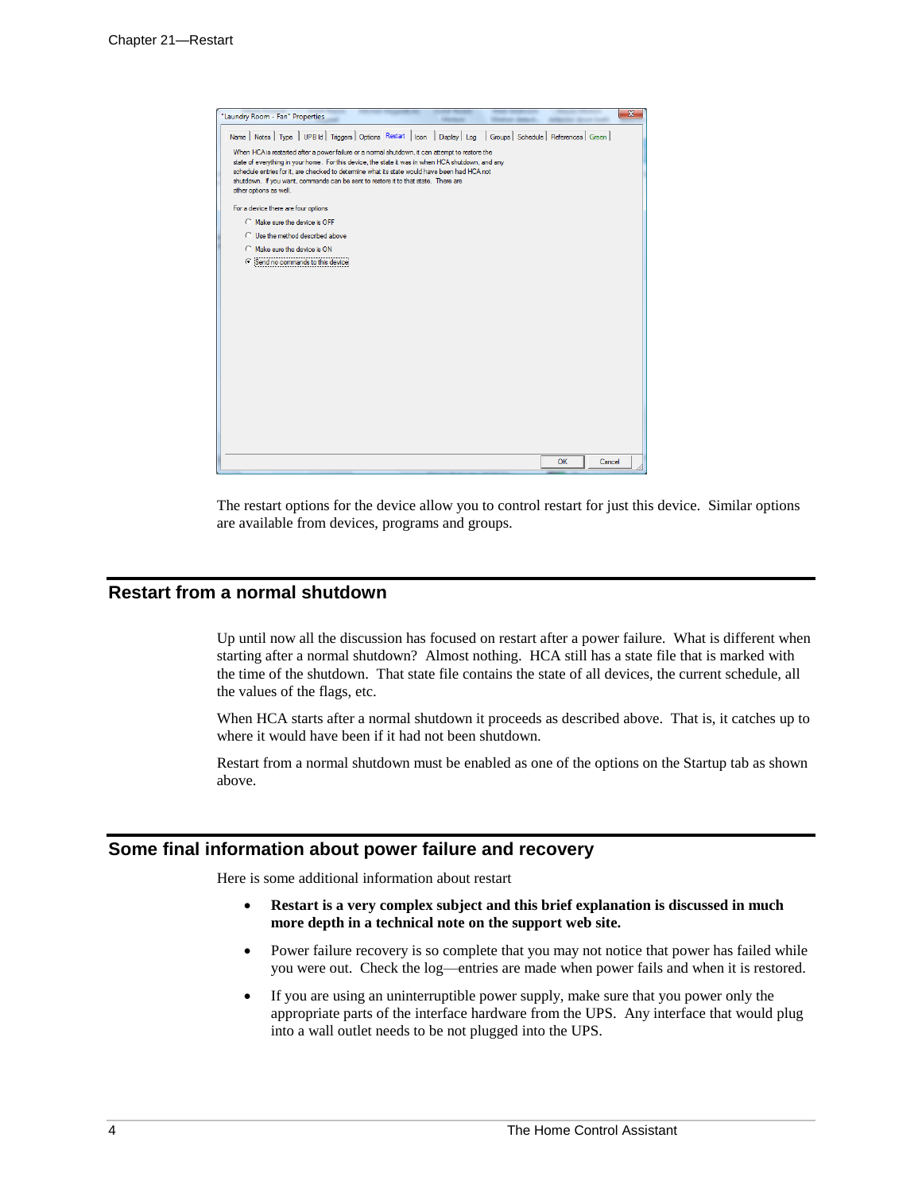The restart options for the device allow you to control restart for just this device. Similar options are available from devices, programs and groups.

## Restart from a normal shutdown

Up until now all the discussion has focused on restart after a power failure. What is different when starting after a normal shutdown? Almost nothing. HCA still has a state file that is marked with the time of the shutdown. That state file contains the state of all devices, the current schedule, all the values of the flags, etc.

When HCA starts after a normal shutdown it proceeds as described above. That is, it catches up to where it would have been if it had not been shutdown.

Restart from a normal shutdown must be enabled as one of the options on the Startup tab as shown above.

## Some final information about power failure and recovery

Here is some additional information about restart

- **Restart is a very complex subject and this brief explanation is discussed in much more depth in a technical note on the support web site.**
- Power failure recovery is so complete that you may not notice that power has failed while you were out. Check the log—entries are made when power fails and when it is restored.
- If you are using an uninterruptible power supply, make sure that you power only the appropriate parts of the interface hardware from the UPS. Any interface that would plug into a wall outlet needs to be not plugged into the UPS.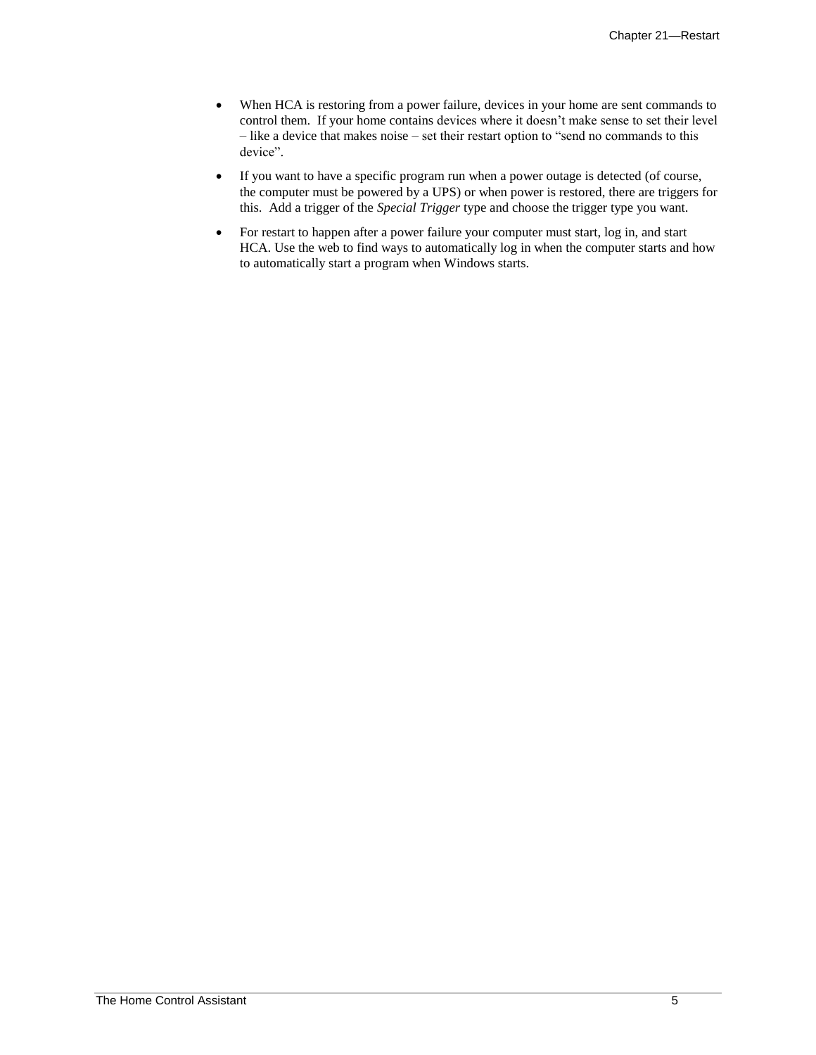- When HCA is restoring from a power failure, devices in your home are sent commands to control them. If your home contains devices where it doesn't make sense to set their level – like a device that makes noise – set their restart option to "send no commands to this device".
- If you want to have a specific program run when a power outage is detected (of course, the computer must be powered by a UPS) or when power is restored, there are triggers for this. Add a trigger of the *Special Trigger* type and choose the trigger type you want.
- For restart to happen after a power failure your computer must start, log in, and start HCA. Use the web to find ways to automatically log in when the computer starts and how to automatically start a program when Windows starts.